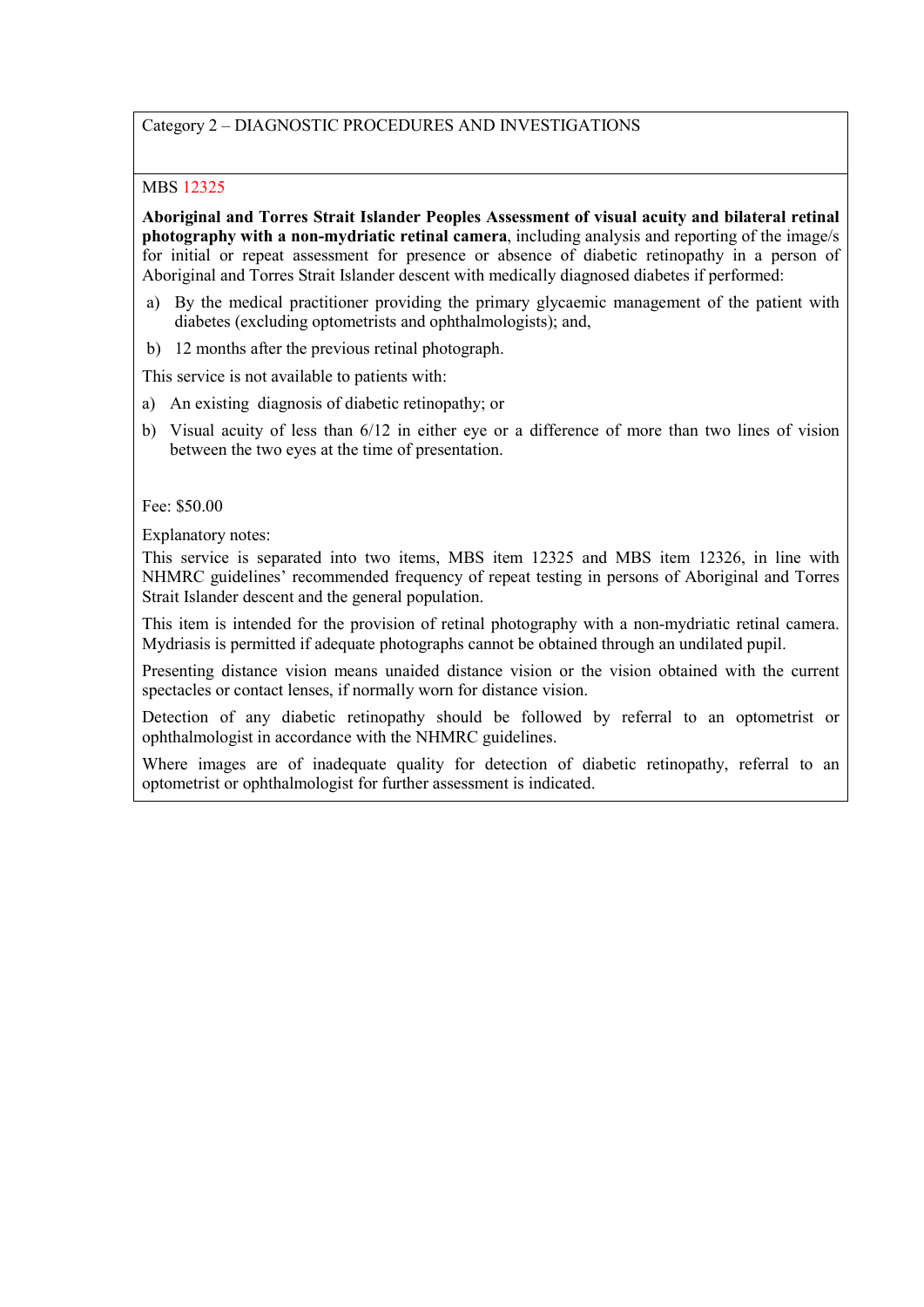Category 2 – DIAGNOSTIC PROCEDURES AND INVESTIGATIONS

MBS 12325

**Aboriginal and Torres Strait Islander Peoples Assessment of visual acuity and bilateral retinal photography with a non-mydriatic retinal camera**, including analysis and reporting of the image/s for initial or repeat assessment for presence or absence of diabetic retinopathy in a person of Aboriginal and Torres Strait Islander descent with medically diagnosed diabetes if performed:

a) By the medical practitioner providing the primary glycaemic management of the patient with diabetes (excluding optometrists and ophthalmologists); and,

b) 12 months after the previous retinal photograph.

This service is not available to patients with:

a) An existing diagnosis of diabetic retinopathy; or

b) Visual acuity of less than 6/12 in either eye or a difference of more than two lines of vision between the two eyes at the time of presentation.

Fee: $50.00

Explanatory notes:

This service is separated into two items, MBS item 12325 and MBS item 12326, in line with NHMRC guidelines' recommended frequency of repeat testing in persons of Aboriginal and Torres Strait Islander descent and the general population.

This item is intended for the provision of retinal photography with a non-mydriatic retinal camera. Mydriasis is permitted if adequate photographs cannot be obtained through an undilated pupil.

Presenting distance vision means unaided distance vision or the vision obtained with the current spectacles or contact lenses, if normally worn for distance vision.

Detection of any diabetic retinopathy should be followed by referral to an optometrist or ophthalmologist in accordance with the NHMRC guidelines.

Where images are of inadequate quality for detection of diabetic retinopathy, referral to an optometrist or ophthalmologist for further assessment is indicated.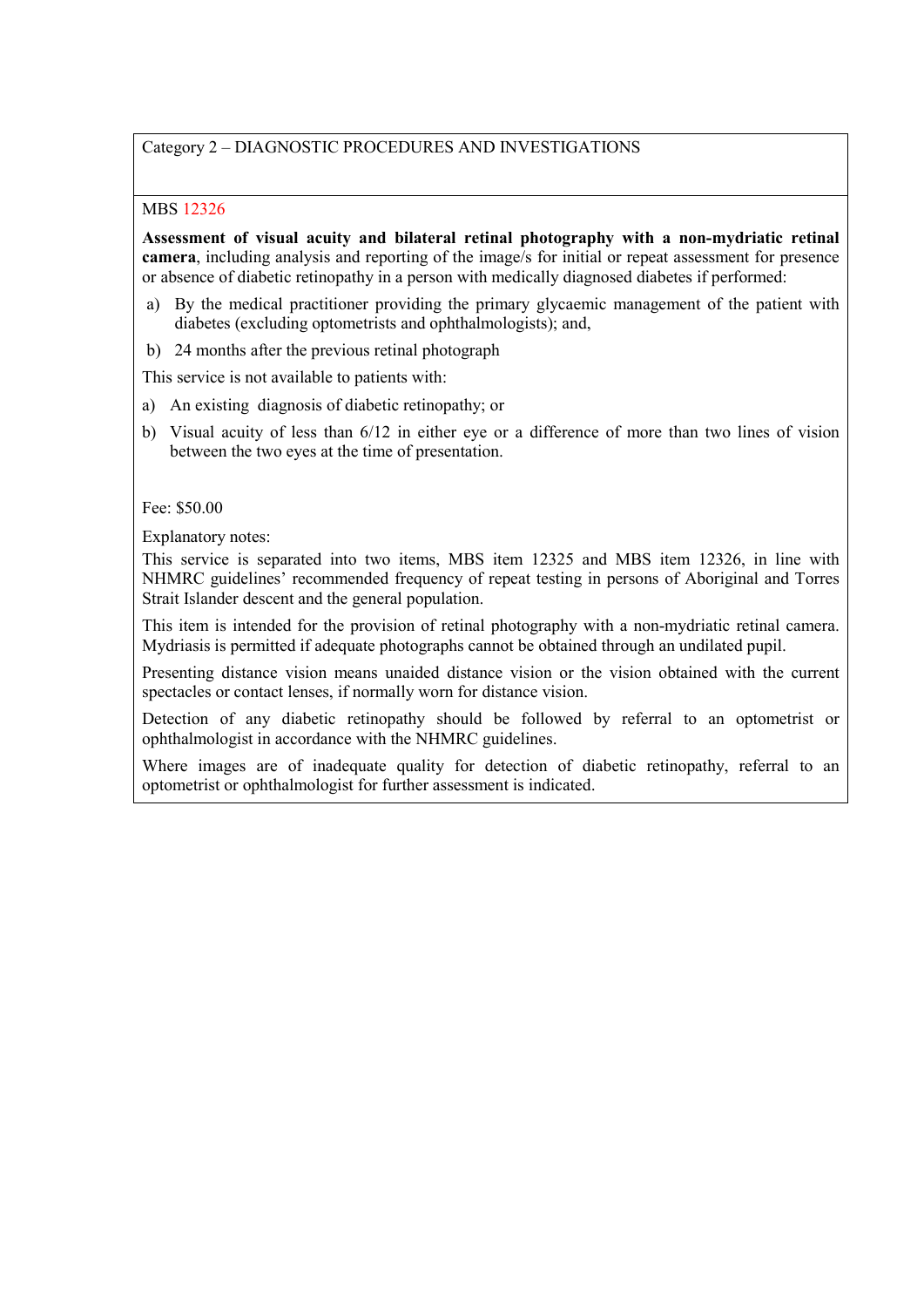Category 2 – DIAGNOSTIC PROCEDURES AND INVESTIGATIONS

MBS 12326

**Assessment of visual acuity and bilateral retinal photography with a non-mydriatic retinal camera**, including analysis and reporting of the image/s for initial or repeat assessment for presence or absence of diabetic retinopathy in a person with medically diagnosed diabetes if performed:

a) By the medical practitioner providing the primary glycaemic management of the patient with diabetes (excluding optometrists and ophthalmologists); and,

b) 24 months after the previous retinal photograph

This service is not available to patients with:

a) An existing diagnosis of diabetic retinopathy; or

b) Visual acuity of less than 6/12 in either eye or a difference of more than two lines of vision between the two eyes at the time of presentation.

Fee: $50.00

Explanatory notes:

This service is separated into two items, MBS item 12325 and MBS item 12326, in line with NHMRC guidelines' recommended frequency of repeat testing in persons of Aboriginal and Torres Strait Islander descent and the general population.

This item is intended for the provision of retinal photography with a non-mydriatic retinal camera. Mydriasis is permitted if adequate photographs cannot be obtained through an undilated pupil.

Presenting distance vision means unaided distance vision or the vision obtained with the current spectacles or contact lenses, if normally worn for distance vision.

Detection of any diabetic retinopathy should be followed by referral to an optometrist or ophthalmologist in accordance with the NHMRC guidelines.

Where images are of inadequate quality for detection of diabetic retinopathy, referral to an optometrist or ophthalmologist for further assessment is indicated.